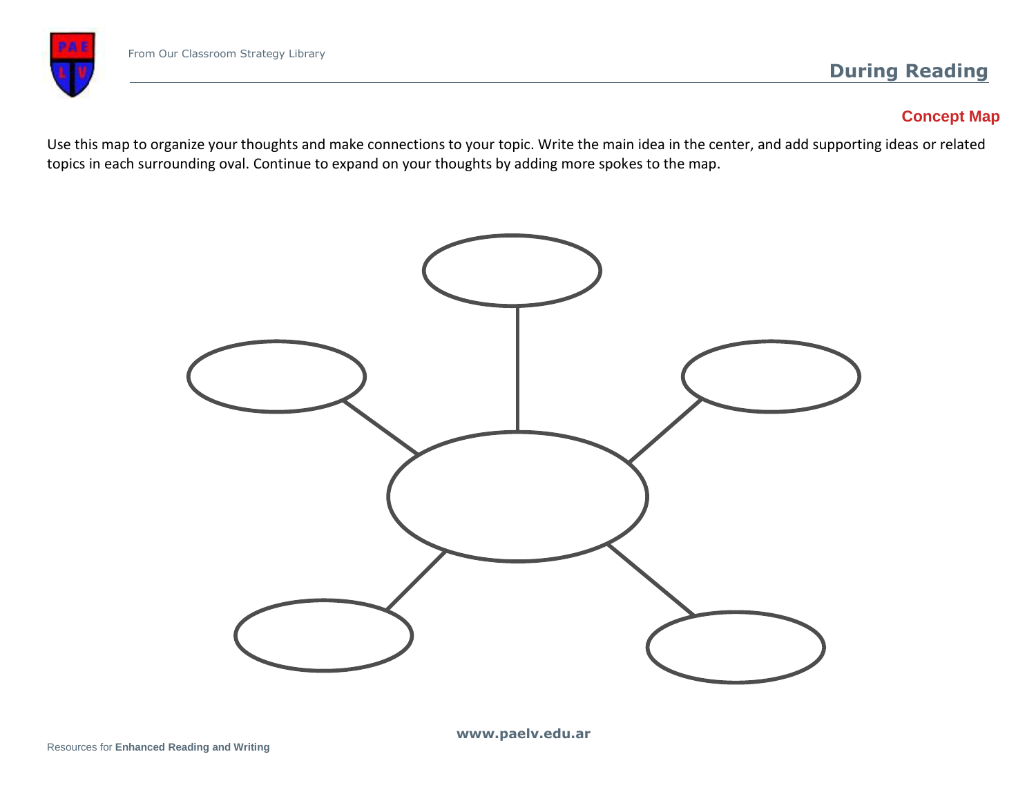From Our Classroom Strategy Library

## During Reading

### Concept Map

Use this map to organize your thoughts and make connections to your topic. Write the main idea in the center, and add supporting ideas or related topics in each surrounding oval. Continue to expand on your thoughts by adding more spokes to the map.

www.paelv.edu.ar

Resources for **Enhanced Reading and Writing**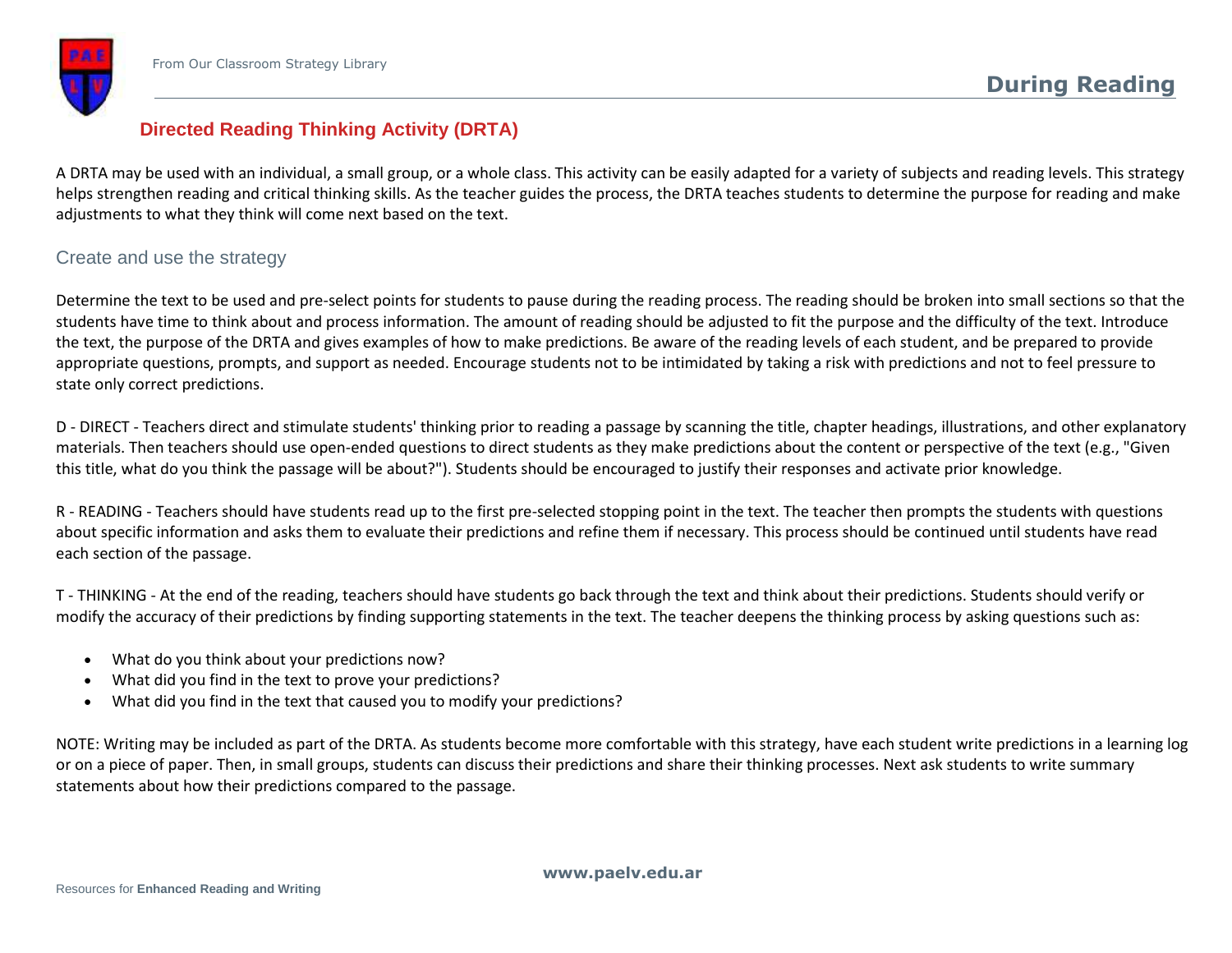## Directed Reading Thinking Activity (DRTA)

A DRTA may be used with an individual, a small group, or a whole class. This activity can be easily adapted for a variety of subjects and reading levels. This strategy helps strengthen reading and critical thinking skills. As the teacher guides the process, the DRTA teaches students to determine the purpose for reading and make adjustments to what they think will come next based on the text.

### Create and use the strategy

Determine the text to be used and pre-select points for students to pause during the reading process. The reading should be broken into small sections so that the students have time to think about and process information. The amount of reading should be adjusted to fit the purpose and the difficulty of the text. Introduce the text, the purpose of the DRTA and gives examples of how to make predictions. Be aware of the reading levels of each student, and be prepared to provide appropriate questions, prompts, and support as needed. Encourage students not to be intimidated by taking a risk with predictions and not to feel pressure to state only correct predictions.

D - DIRECT - Teachers direct and stimulate students' thinking prior to reading a passage by scanning the title, chapter headings, illustrations, and other explanatory materials. Then teachers should use open-ended questions to direct students as they make predictions about the content or perspective of the text (e.g., "Given this title, what do you think the passage will be about?"). Students should be encouraged to justify their responses and activate prior knowledge.

R - READING - Teachers should have students read up to the first pre-selected stopping point in the text. The teacher then prompts the students with questions about specific information and asks them to evaluate their predictions and refine them if necessary. This process should be continued until students have read each section of the passage.

T - THINKING - At the end of the reading, teachers should have students go back through the text and think about their predictions. Students should verify or modify the accuracy of their predictions by finding supporting statements in the text. The teacher deepens the thinking process by asking questions such as:

- What do you think about your predictions now?
- What did you find in the text to prove your predictions?
- What did you find in the text that caused you to modify your predictions?

NOTE: Writing may be included as part of the DRTA. As students become more comfortable with this strategy, have each student write predictions in a learning log or on a piece of paper. Then, in small groups, students can discuss their predictions and share their thinking processes. Next ask students to write summary statements about how their predictions compared to the passage.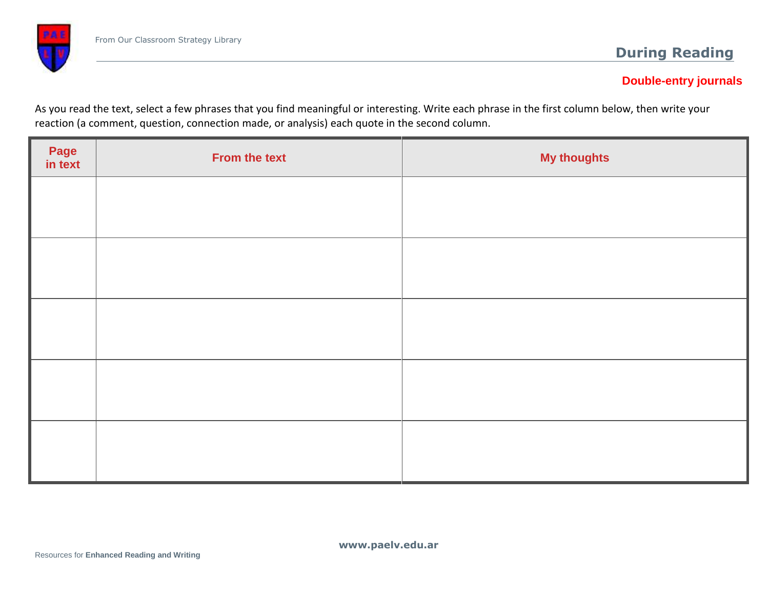## During Reading

### Double-entry journals

As you read the text, select a few phrases that you find meaningful or interesting. Write each phrase in the first column below, then write your reaction (a comment, question, connection made, or analysis) each quote in the second column.

| Page in text | From the text | My thoughts |
|---|---|---|
| | | |
| | | |
| | | |
| | | |
| | | |

www.paelv.edu.ar

Resources for **Enhanced Reading and Writing**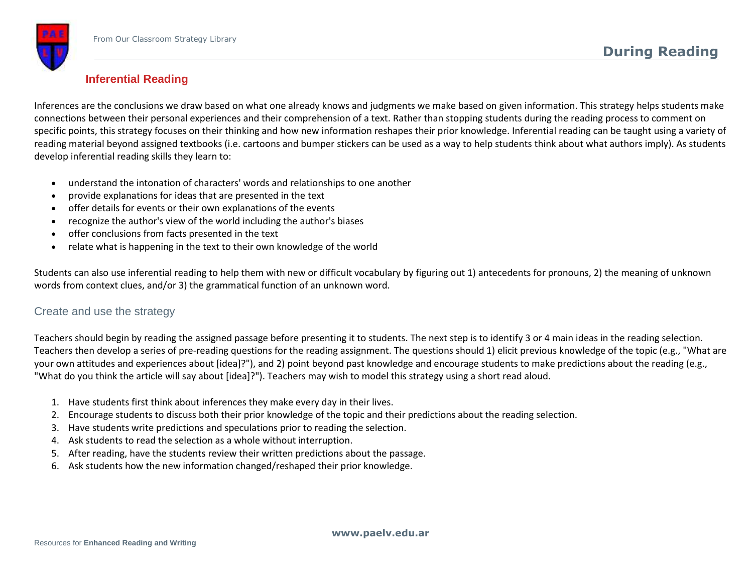## Inferential Reading

Inferences are the conclusions we draw based on what one already knows and judgments we make based on given information. This strategy helps students make connections between their personal experiences and their comprehension of a text. Rather than stopping students during the reading process to comment on specific points, this strategy focuses on their thinking and how new information reshapes their prior knowledge. Inferential reading can be taught using a variety of reading material beyond assigned textbooks (i.e. cartoons and bumper stickers can be used as a way to help students think about what authors imply). As students develop inferential reading skills they learn to:

- understand the intonation of characters' words and relationships to one another
- provide explanations for ideas that are presented in the text
- offer details for events or their own explanations of the events
- recognize the author's view of the world including the author's biases
- offer conclusions from facts presented in the text
- relate what is happening in the text to their own knowledge of the world

Students can also use inferential reading to help them with new or difficult vocabulary by figuring out 1) antecedents for pronouns, 2) the meaning of unknown words from context clues, and/or 3) the grammatical function of an unknown word.

### Create and use the strategy

Teachers should begin by reading the assigned passage before presenting it to students. The next step is to identify 3 or 4 main ideas in the reading selection. Teachers then develop a series of pre-reading questions for the reading assignment. The questions should 1) elicit previous knowledge of the topic (e.g., "What are your own attitudes and experiences about [idea]?"), and 2) point beyond past knowledge and encourage students to make predictions about the reading (e.g., "What do you think the article will say about [idea]?"). Teachers may wish to model this strategy using a short read aloud.

1. Have students first think about inferences they make every day in their lives.
2. Encourage students to discuss both their prior knowledge of the topic and their predictions about the reading selection.
3. Have students write predictions and speculations prior to reading the selection.
4. Ask students to read the selection as a whole without interruption.
5. After reading, have the students review their written predictions about the passage.
6. Ask students how the new information changed/reshaped their prior knowledge.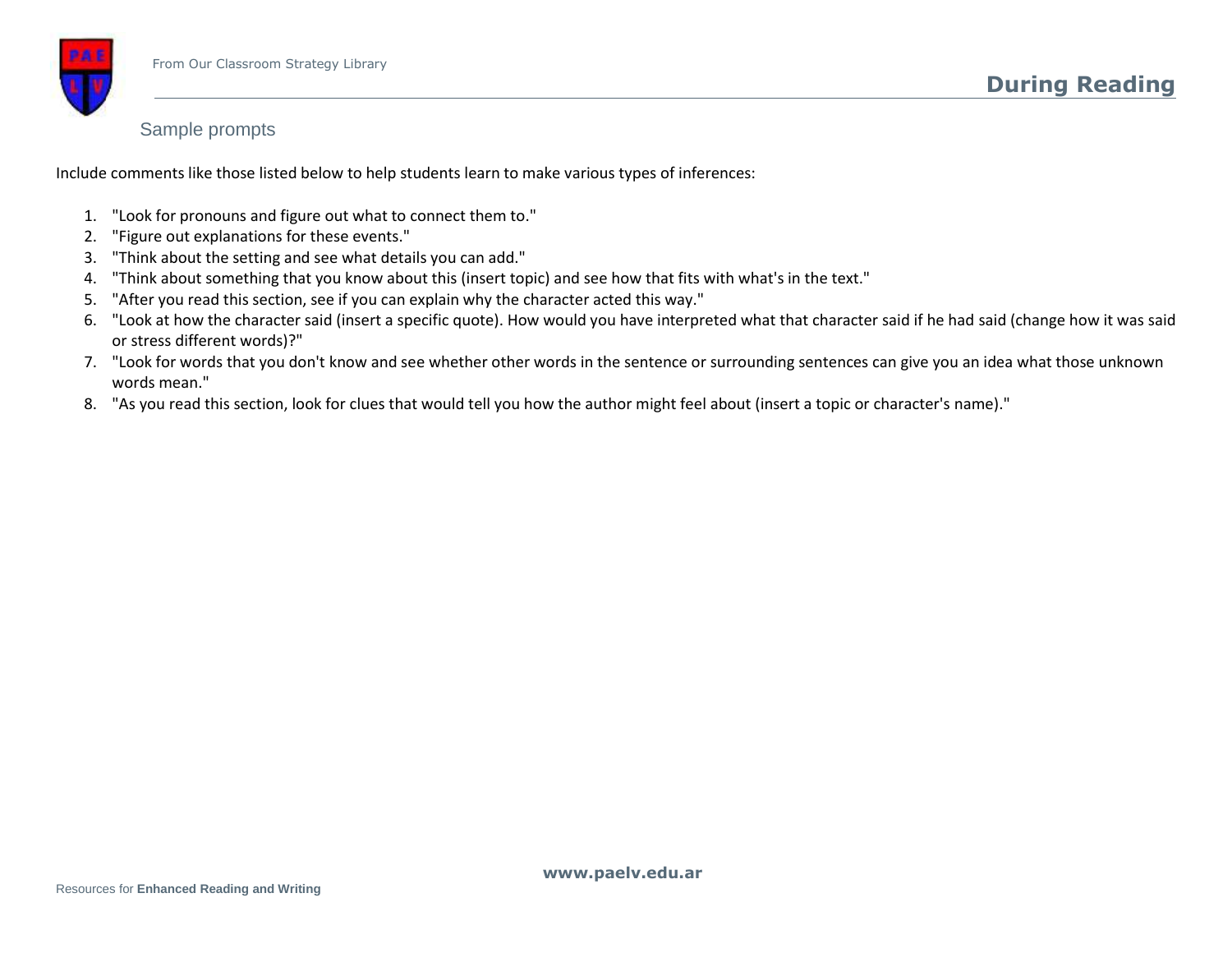## Sample prompts

Include comments like those listed below to help students learn to make various types of inferences:

1. "Look for pronouns and figure out what to connect them to."
2. "Figure out explanations for these events."
3. "Think about the setting and see what details you can add."
4. "Think about something that you know about this (insert topic) and see how that fits with what's in the text."
5. "After you read this section, see if you can explain why the character acted this way."
6. "Look at how the character said (insert a specific quote). How would you have interpreted what that character said if he had said (change how it was said or stress different words)?"
7. "Look for words that you don't know and see whether other words in the sentence or surrounding sentences can give you an idea what those unknown words mean."
8. "As you read this section, look for clues that would tell you how the author might feel about (insert a topic or character's name)."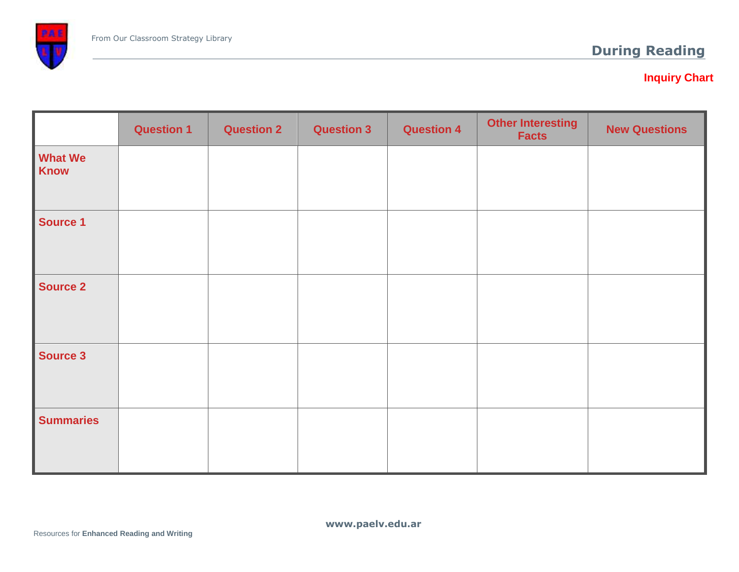## During Reading

### Inquiry Chart

| | Question 1 | Question 2 | Question 3 | Question 4 | Other Interesting Facts | New Questions |
|---|---|---|---|---|---|---|
| **What We Know** | | | | | | |
| **Source 1** | | | | | | |
| **Source 2** | | | | | | |
| **Source 3** | | | | | | |
| **Summaries** | | | | | | |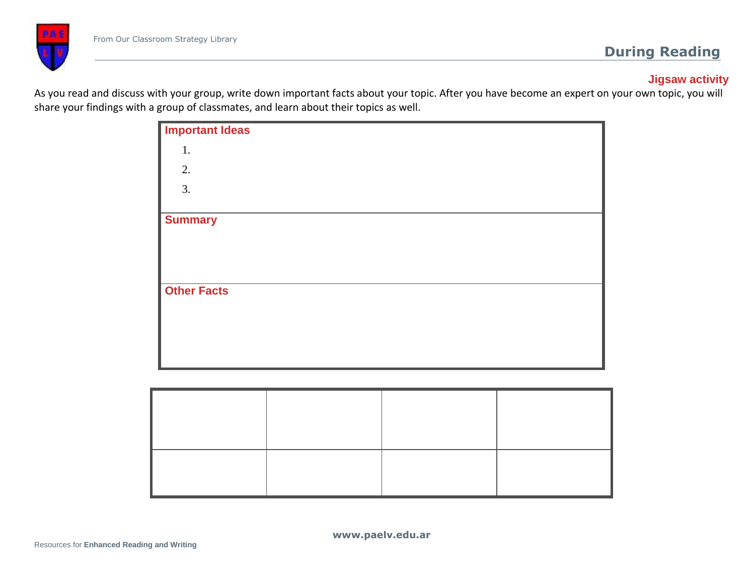## During Reading

### Jigsaw activity

As you read and discuss with your group, write down important facts about your topic. After you have become an expert on your own topic, you will share your findings with a group of classmates, and learn about their topics as well.

| **Important Ideas**<br>1.<br>2.<br>3. |
| --- |
| **Summary** |
| **Other Facts** |

| | | | |
| --- | --- | --- | --- |
| | | | |
| | | | |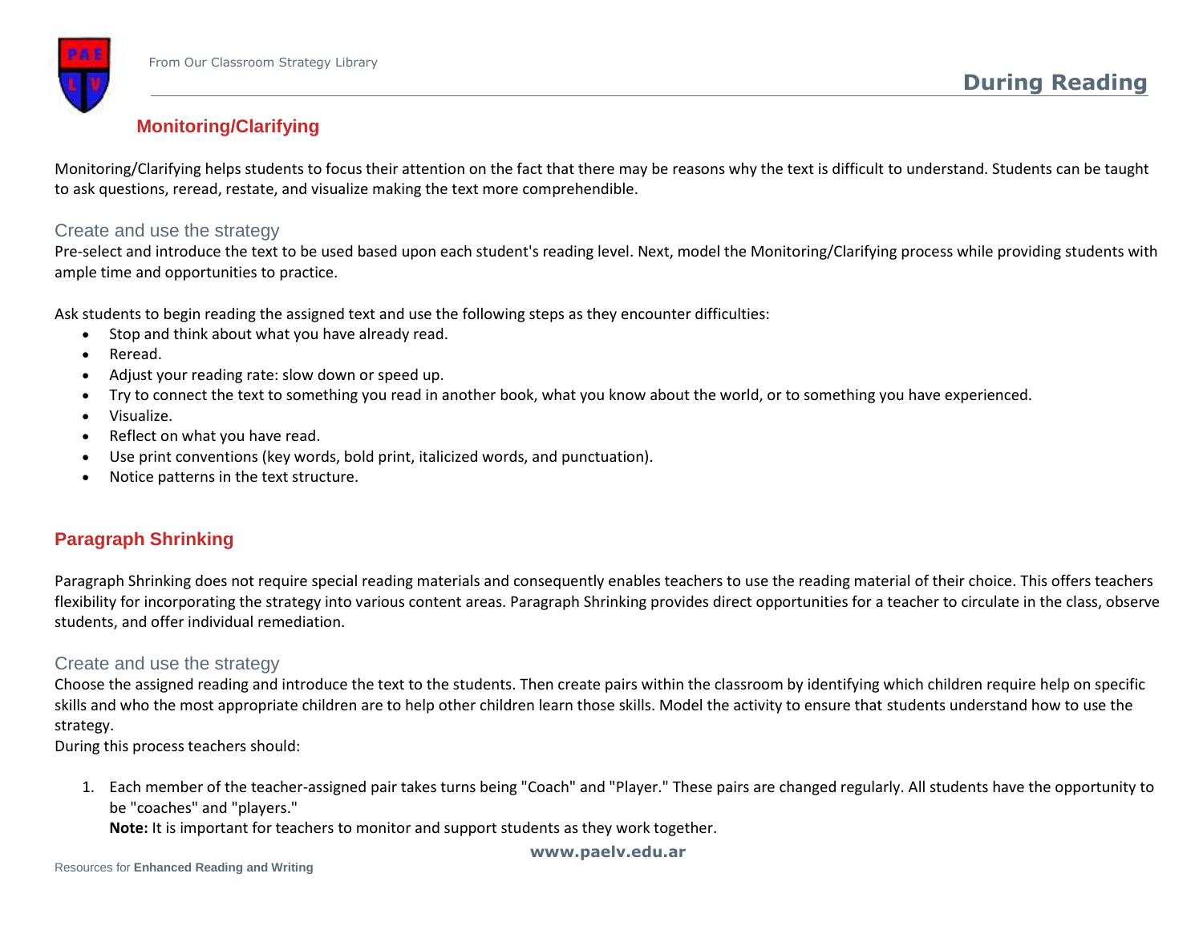## Monitoring/Clarifying

Monitoring/Clarifying helps students to focus their attention on the fact that there may be reasons why the text is difficult to understand. Students can be taught to ask questions, reread, restate, and visualize making the text more comprehendible.

### Create and use the strategy

Pre-select and introduce the text to be used based upon each student's reading level. Next, model the Monitoring/Clarifying process while providing students with ample time and opportunities to practice.

Ask students to begin reading the assigned text and use the following steps as they encounter difficulties:

- Stop and think about what you have already read.
- Reread.
- Adjust your reading rate: slow down or speed up.
- Try to connect the text to something you read in another book, what you know about the world, or to something you have experienced.
- Visualize.
- Reflect on what you have read.
- Use print conventions (key words, bold print, italicized words, and punctuation).
- Notice patterns in the text structure.

## Paragraph Shrinking

Paragraph Shrinking does not require special reading materials and consequently enables teachers to use the reading material of their choice. This offers teachers flexibility for incorporating the strategy into various content areas. Paragraph Shrinking provides direct opportunities for a teacher to circulate in the class, observe students, and offer individual remediation.

### Create and use the strategy

Choose the assigned reading and introduce the text to the students. Then create pairs within the classroom by identifying which children require help on specific skills and who the most appropriate children are to help other children learn those skills. Model the activity to ensure that students understand how to use the strategy.
During this process teachers should:

1. Each member of the teacher-assigned pair takes turns being "Coach" and "Player." These pairs are changed regularly. All students have the opportunity to be "coaches" and "players."
   **Note:** It is important for teachers to monitor and support students as they work together.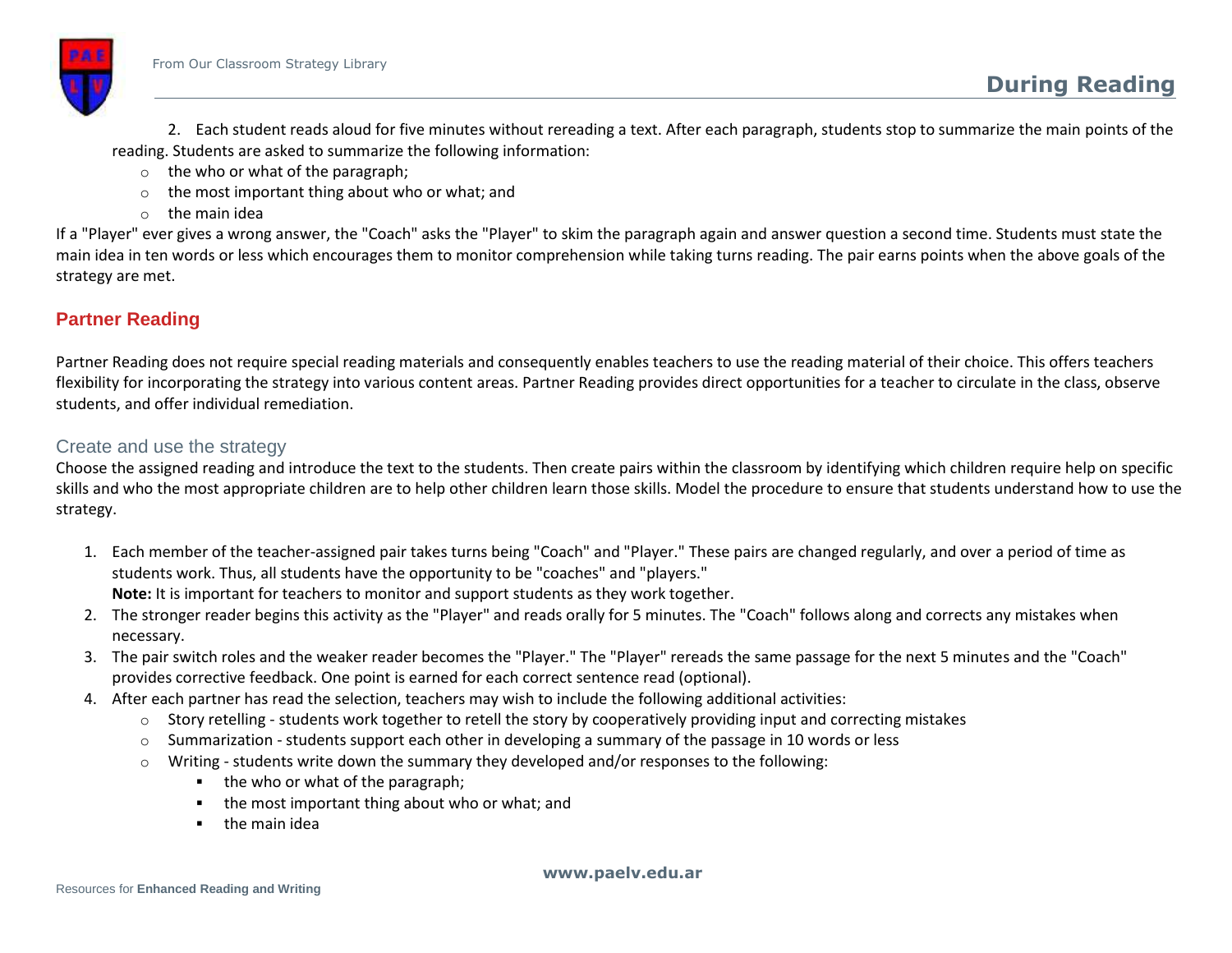2. Each student reads aloud for five minutes without rereading a text. After each paragraph, students stop to summarize the main points of the reading. Students are asked to summarize the following information:
   - the who or what of the paragraph;
   - the most important thing about who or what; and
   - the main idea

If a "Player" ever gives a wrong answer, the "Coach" asks the "Player" to skim the paragraph again and answer question a second time. Students must state the main idea in ten words or less which encourages them to monitor comprehension while taking turns reading. The pair earns points when the above goals of the strategy are met.

## Partner Reading

Partner Reading does not require special reading materials and consequently enables teachers to use the reading material of their choice. This offers teachers flexibility for incorporating the strategy into various content areas. Partner Reading provides direct opportunities for a teacher to circulate in the class, observe students, and offer individual remediation.

### Create and use the strategy

Choose the assigned reading and introduce the text to the students. Then create pairs within the classroom by identifying which children require help on specific skills and who the most appropriate children are to help other children learn those skills. Model the procedure to ensure that students understand how to use the strategy.

1. Each member of the teacher-assigned pair takes turns being "Coach" and "Player." These pairs are changed regularly, and over a period of time as students work. Thus, all students have the opportunity to be "coaches" and "players."
   **Note:** It is important for teachers to monitor and support students as they work together.
2. The stronger reader begins this activity as the "Player" and reads orally for 5 minutes. The "Coach" follows along and corrects any mistakes when necessary.
3. The pair switch roles and the weaker reader becomes the "Player." The "Player" rereads the same passage for the next 5 minutes and the "Coach" provides corrective feedback. One point is earned for each correct sentence read (optional).
4. After each partner has read the selection, teachers may wish to include the following additional activities:
   - Story retelling - students work together to retell the story by cooperatively providing input and correcting mistakes
   - Summarization - students support each other in developing a summary of the passage in 10 words or less
   - Writing - students write down the summary they developed and/or responses to the following:
     - the who or what of the paragraph;
     - the most important thing about who or what; and
     - the main idea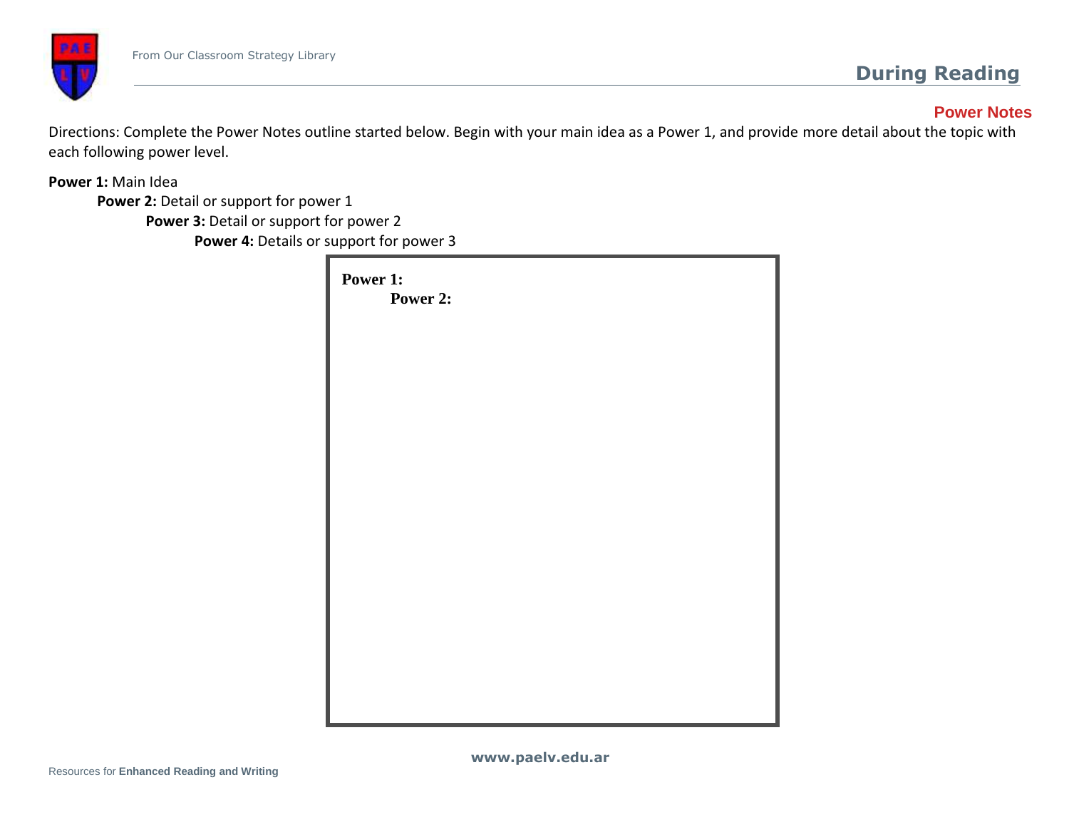## During Reading

### Power Notes

Directions: Complete the Power Notes outline started below. Begin with your main idea as a Power 1, and provide more detail about the topic with each following power level.

**Power 1:** Main Idea
- **Power 2:** Detail or support for power 1
  - **Power 3:** Detail or support for power 2
    - **Power 4:** Details or support for power 3

**Power 1:**
- **Power 2:**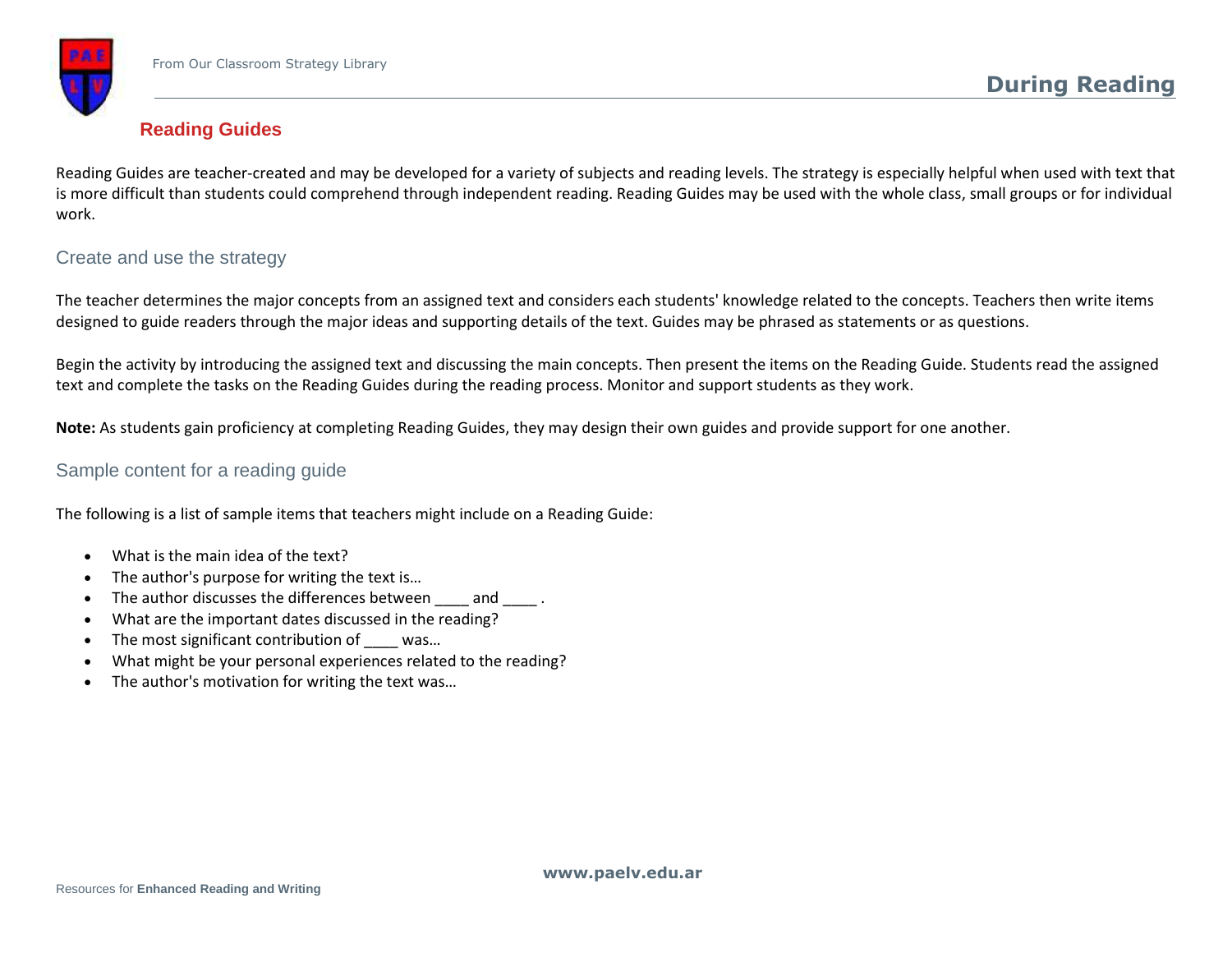# Reading Guides

Reading Guides are teacher-created and may be developed for a variety of subjects and reading levels. The strategy is especially helpful when used with text that is more difficult than students could comprehend through independent reading. Reading Guides may be used with the whole class, small groups or for individual work.

## Create and use the strategy

The teacher determines the major concepts from an assigned text and considers each students' knowledge related to the concepts. Teachers then write items designed to guide readers through the major ideas and supporting details of the text. Guides may be phrased as statements or as questions.

Begin the activity by introducing the assigned text and discussing the main concepts. Then present the items on the Reading Guide. Students read the assigned text and complete the tasks on the Reading Guides during the reading process. Monitor and support students as they work.

**Note:** As students gain proficiency at completing Reading Guides, they may design their own guides and provide support for one another.

## Sample content for a reading guide

The following is a list of sample items that teachers might include on a Reading Guide:

- What is the main idea of the text?
- The author's purpose for writing the text is…
- The author discusses the differences between ____ and ____ .
- What are the important dates discussed in the reading?
- The most significant contribution of ____ was…
- What might be your personal experiences related to the reading?
- The author's motivation for writing the text was…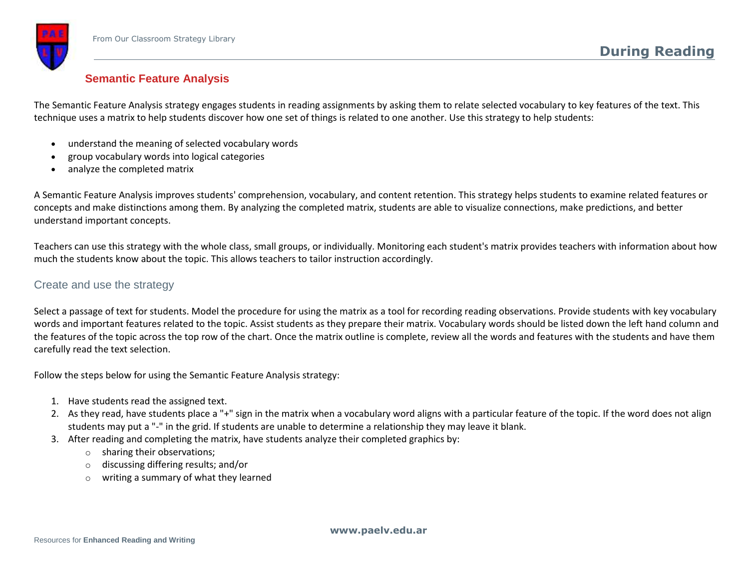## Semantic Feature Analysis

The Semantic Feature Analysis strategy engages students in reading assignments by asking them to relate selected vocabulary to key features of the text. This technique uses a matrix to help students discover how one set of things is related to one another. Use this strategy to help students:

- understand the meaning of selected vocabulary words
- group vocabulary words into logical categories
- analyze the completed matrix

A Semantic Feature Analysis improves students' comprehension, vocabulary, and content retention. This strategy helps students to examine related features or concepts and make distinctions among them. By analyzing the completed matrix, students are able to visualize connections, make predictions, and better understand important concepts.

Teachers can use this strategy with the whole class, small groups, or individually. Monitoring each student's matrix provides teachers with information about how much the students know about the topic. This allows teachers to tailor instruction accordingly.

### Create and use the strategy

Select a passage of text for students. Model the procedure for using the matrix as a tool for recording reading observations. Provide students with key vocabulary words and important features related to the topic. Assist students as they prepare their matrix. Vocabulary words should be listed down the left hand column and the features of the topic across the top row of the chart. Once the matrix outline is complete, review all the words and features with the students and have them carefully read the text selection.

Follow the steps below for using the Semantic Feature Analysis strategy:

1. Have students read the assigned text.
2. As they read, have students place a "+" sign in the matrix when a vocabulary word aligns with a particular feature of the topic. If the word does not align students may put a "-" in the grid. If students are unable to determine a relationship they may leave it blank.
3. After reading and completing the matrix, have students analyze their completed graphics by:
   - sharing their observations;
   - discussing differing results; and/or
   - writing a summary of what they learned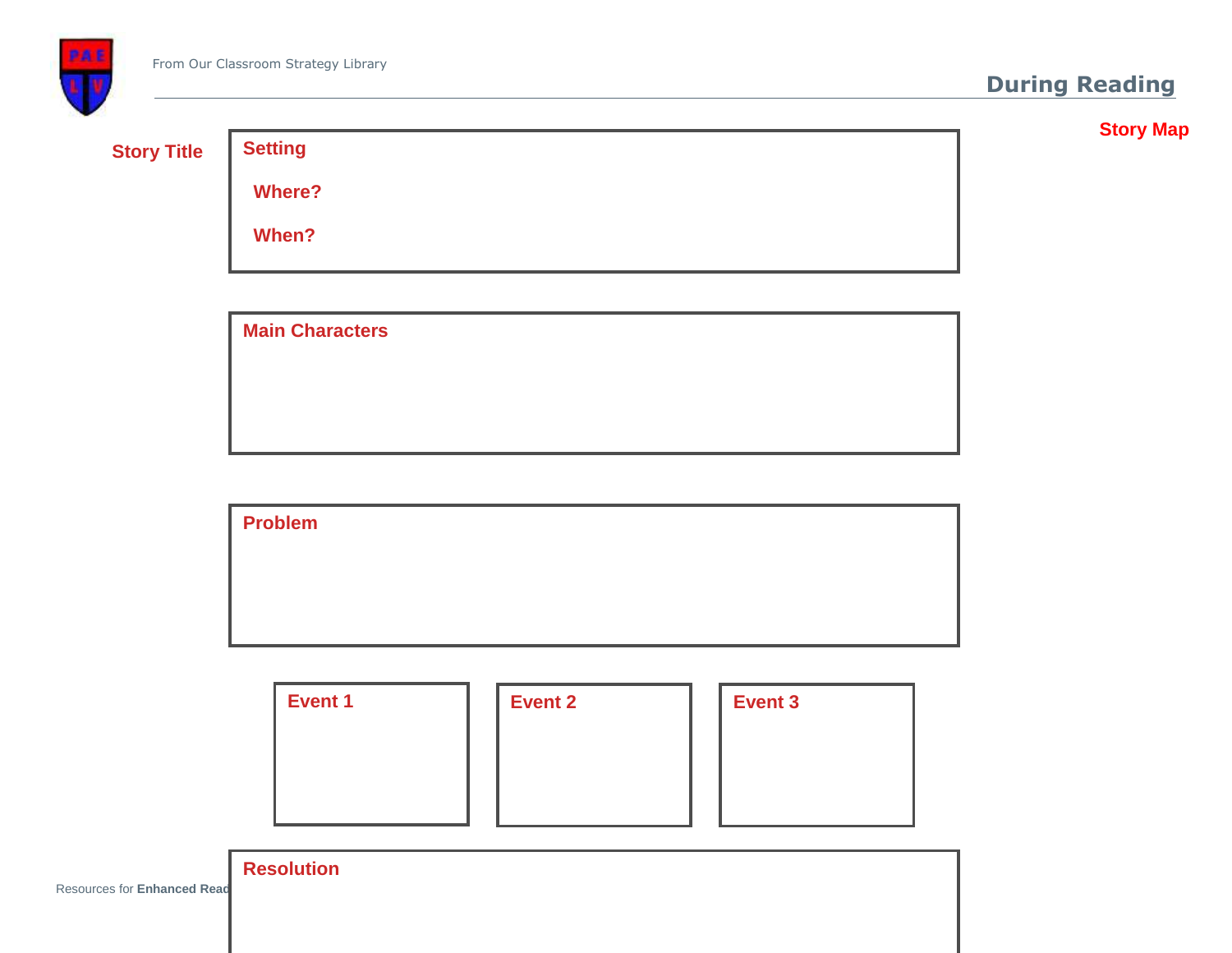## Story Map

**Story Title**

**Setting**

**Where?**

**When?**

**Main Characters**

**Problem**

**Event 1**

**Event 2**

**Event 3**

**Resolution**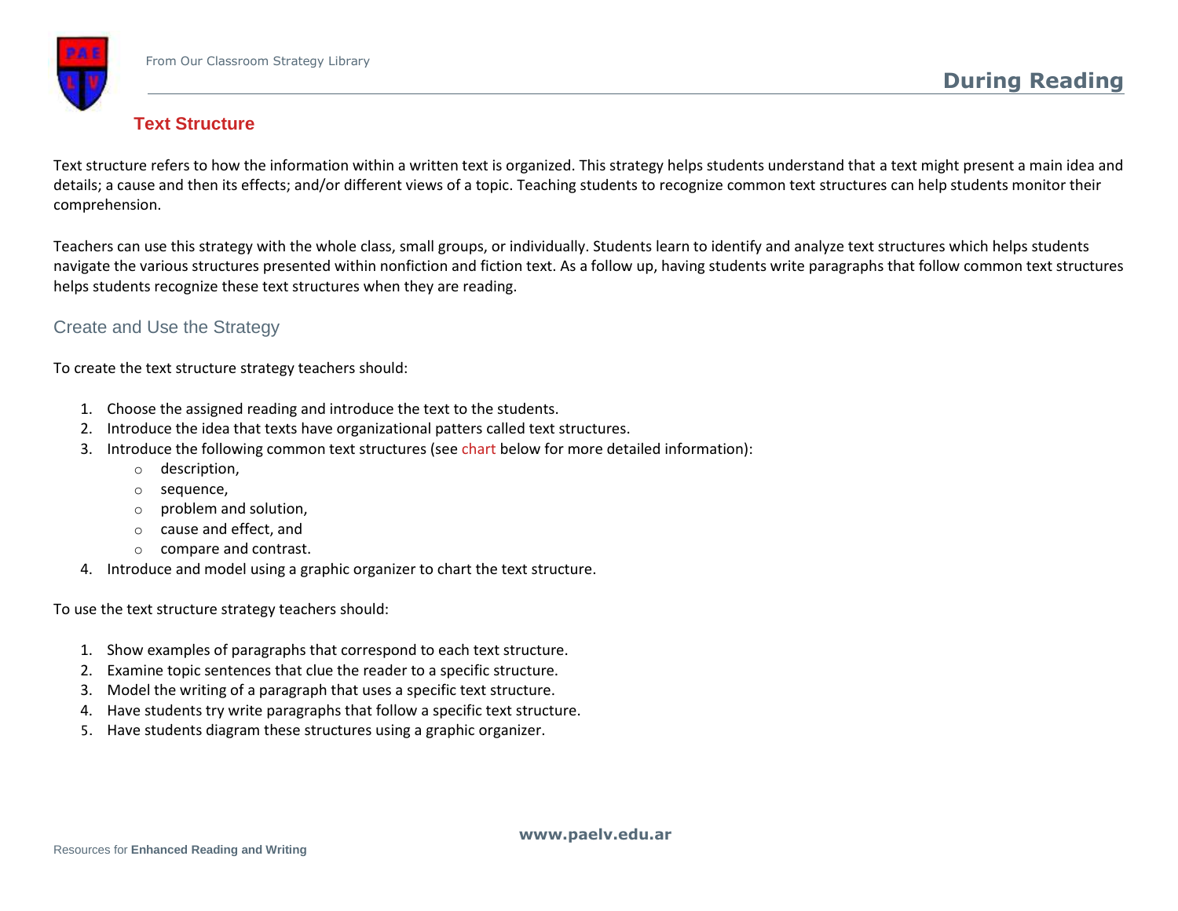## Text Structure

Text structure refers to how the information within a written text is organized. This strategy helps students understand that a text might present a main idea and details; a cause and then its effects; and/or different views of a topic. Teaching students to recognize common text structures can help students monitor their comprehension.

Teachers can use this strategy with the whole class, small groups, or individually. Students learn to identify and analyze text structures which helps students navigate the various structures presented within nonfiction and fiction text. As a follow up, having students write paragraphs that follow common text structures helps students recognize these text structures when they are reading.

### Create and Use the Strategy

To create the text structure strategy teachers should:

1. Choose the assigned reading and introduce the text to the students.
2. Introduce the idea that texts have organizational patters called text structures.
3. Introduce the following common text structures (see chart below for more detailed information):
   - description,
   - sequence,
   - problem and solution,
   - cause and effect, and
   - compare and contrast.
4. Introduce and model using a graphic organizer to chart the text structure.

To use the text structure strategy teachers should:

1. Show examples of paragraphs that correspond to each text structure.
2. Examine topic sentences that clue the reader to a specific structure.
3. Model the writing of a paragraph that uses a specific text structure.
4. Have students try write paragraphs that follow a specific text structure.
5. Have students diagram these structures using a graphic organizer.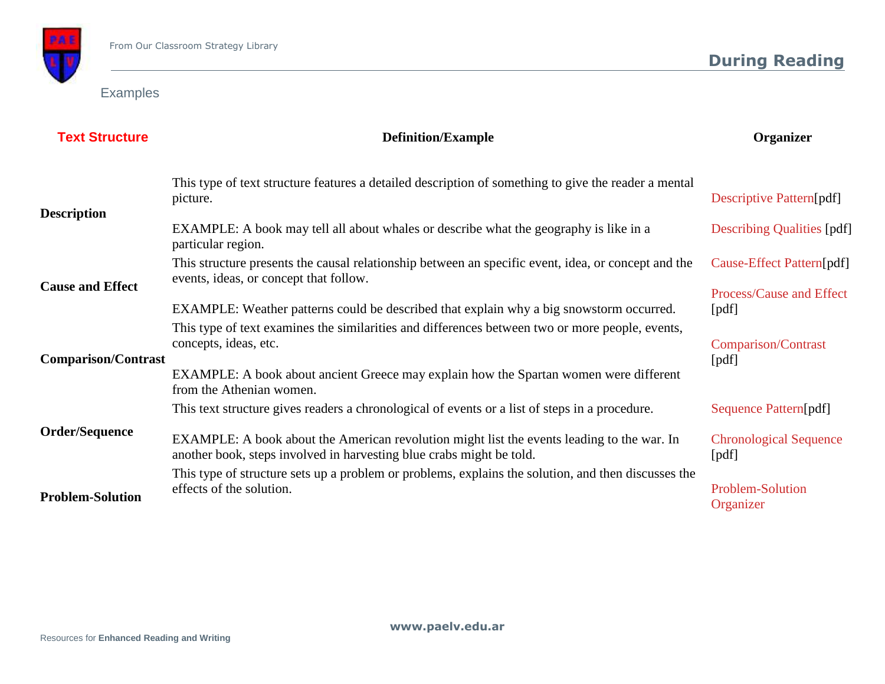Examples

| Text Structure | Definition/Example | Organizer |
|---|---|---|
| **Description** | This type of text structure features a detailed description of something to give the reader a mental picture.<br><br>EXAMPLE: A book may tell all about whales or describe what the geography is like in a particular region. | Descriptive Pattern[pdf]<br><br>Describing Qualities [pdf] |
| **Cause and Effect** | This structure presents the causal relationship between an specific event, idea, or concept and the events, ideas, or concept that follow.<br><br>EXAMPLE: Weather patterns could be described that explain why a big snowstorm occurred. | Cause-Effect Pattern[pdf]<br><br>Process/Cause and Effect [pdf] |
| **Comparison/Contrast** | This type of text examines the similarities and differences between two or more people, events, concepts, ideas, etc.<br><br>EXAMPLE: A book about ancient Greece may explain how the Spartan women were different from the Athenian women. | Comparison/Contrast [pdf] |
| **Order/Sequence** | This text structure gives readers a chronological of events or a list of steps in a procedure.<br><br>EXAMPLE: A book about the American revolution might list the events leading to the war. In another book, steps involved in harvesting blue crabs might be told. | Sequence Pattern[pdf]<br><br>Chronological Sequence [pdf] |
| **Problem-Solution** | This type of structure sets up a problem or problems, explains the solution, and then discusses the effects of the solution. | Problem-Solution Organizer |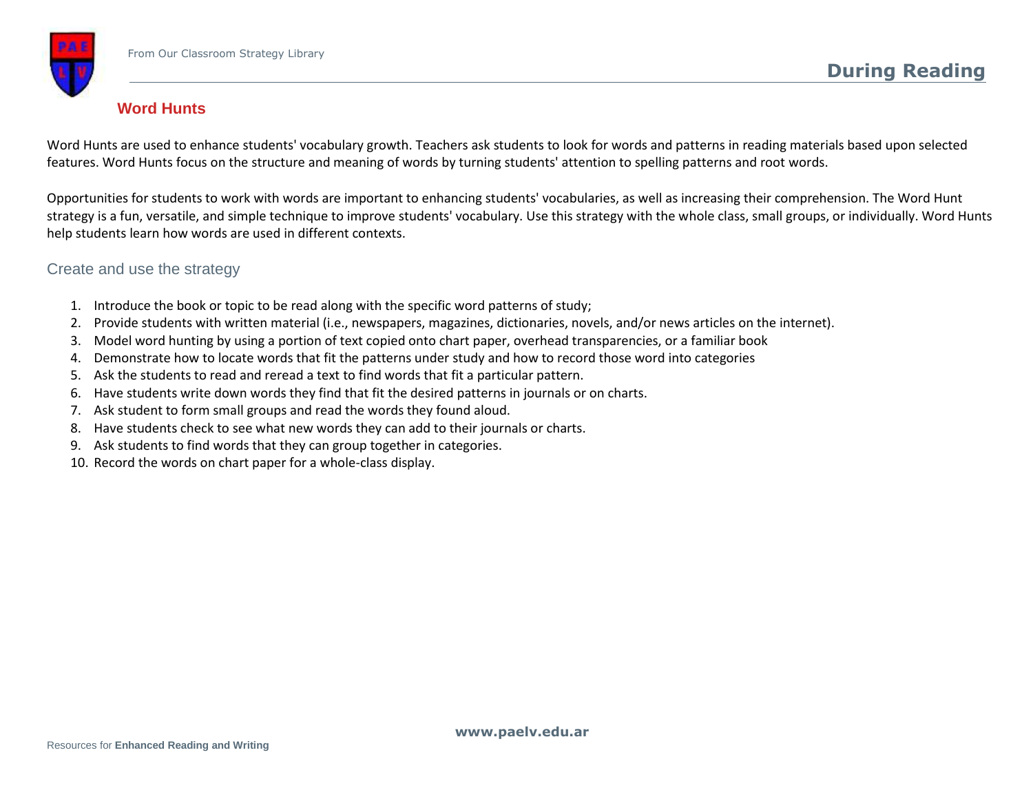## Word Hunts

Word Hunts are used to enhance students' vocabulary growth. Teachers ask students to look for words and patterns in reading materials based upon selected features. Word Hunts focus on the structure and meaning of words by turning students' attention to spelling patterns and root words.

Opportunities for students to work with words are important to enhancing students' vocabularies, as well as increasing their comprehension. The Word Hunt strategy is a fun, versatile, and simple technique to improve students' vocabulary. Use this strategy with the whole class, small groups, or individually. Word Hunts help students learn how words are used in different contexts.

### Create and use the strategy

1. Introduce the book or topic to be read along with the specific word patterns of study;
2. Provide students with written material (i.e., newspapers, magazines, dictionaries, novels, and/or news articles on the internet).
3. Model word hunting by using a portion of text copied onto chart paper, overhead transparencies, or a familiar book
4. Demonstrate how to locate words that fit the patterns under study and how to record those word into categories
5. Ask the students to read and reread a text to find words that fit a particular pattern.
6. Have students write down words they find that fit the desired patterns in journals or on charts.
7. Ask student to form small groups and read the words they found aloud.
8. Have students check to see what new words they can add to their journals or charts.
9. Ask students to find words that they can group together in categories.
10. Record the words on chart paper for a whole-class display.